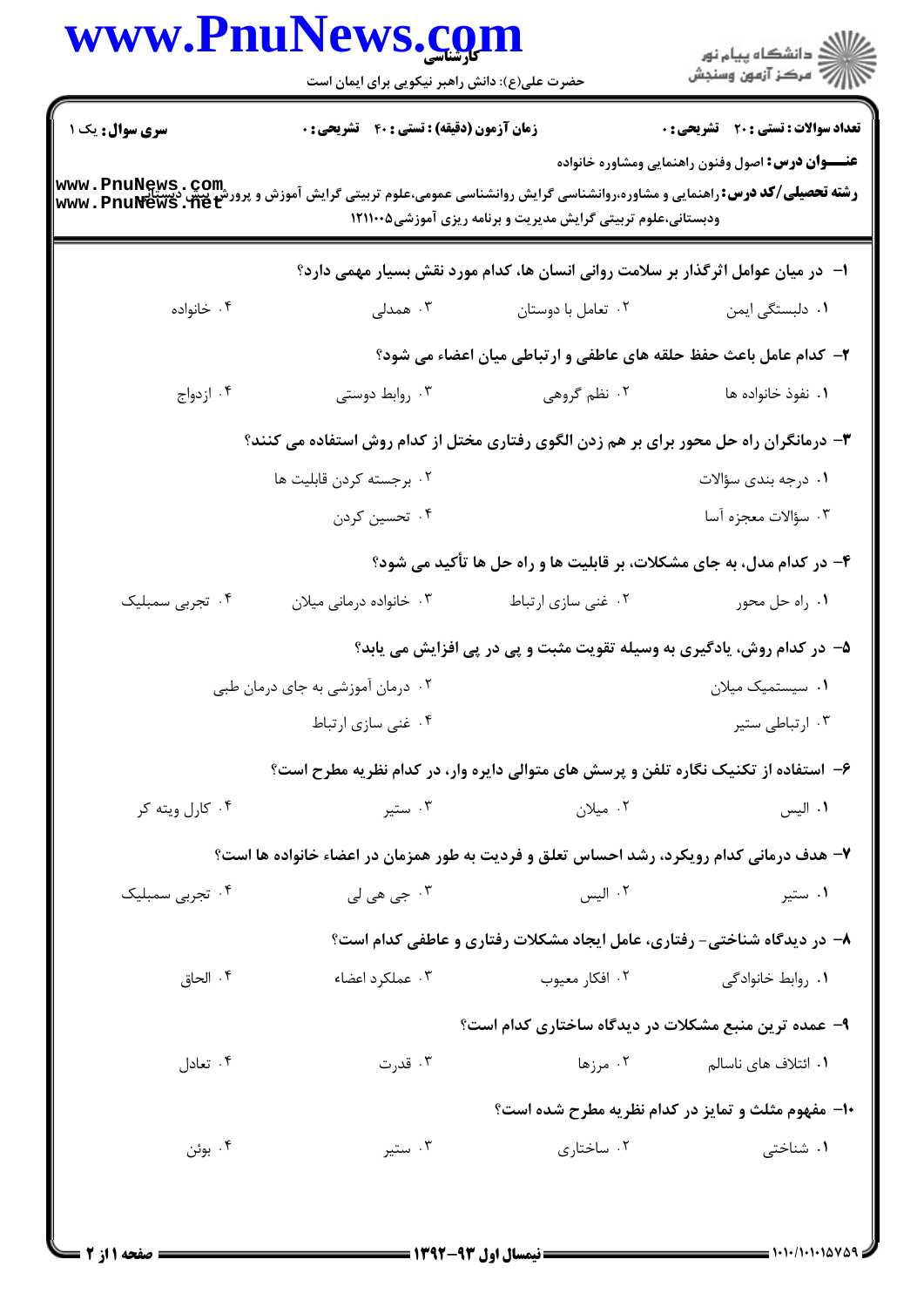کارشناسی

حضرت علی(ع): دانش راهبر نیکویی برای ایمان است

دانشگاه پیام نور
مرکز آزمون وسنجش

**سری سوال:** یک ۱

**زمان آزمون (دقیقه) : تستی : ۴۰ تشریحی : ۰**

**تعداد سوالات : تستی : ۲۰ تشریحی : ۰**

**عنـــوان درس:** اصول وفنون راهنمایی ومشاوره خانواده

**رشته تحصیلی/کد درس:** راهنمایی و مشاوره،روانشناسی گرایش روانشناسی عمومی،علوم تربیتی گرایش آموزش و پرورش پیش دبستانی ودبستانی،علوم تربیتی گرایش مدیریت و برنامه ریزی آموزشی۱۲۱۱۰۰۵

**۱- در میان عوامل اثرگذار بر سلامت روانی انسان ها، کدام مورد نقش بسیار مهمی دارد؟**

۱. دلبستگی ایمن
۲. تعامل با دوستان
۳. همدلی
۴. خانواده

**۲- کدام عامل باعث حفظ حلقه های عاطفی و ارتباطی میان اعضاء می شود؟**

۱. نفوذ خانواده ها
۲. نظم گروهی
۳. روابط دوستی
۴. ازدواج

**۳- درمانگران راه حل محور برای بر هم زدن الگوی رفتاری مختل از کدام روش استفاده می کنند؟**

۱. درجه بندی سؤالات
۲. برجسته کردن قابلیت ها
۳. سؤالات معجزه آسا
۴. تحسین کردن

**۴- در کدام مدل، به جای مشکلات، بر قابلیت ها و راه حل ها تأکید می شود؟**

۱. راه حل محور
۲. غنی سازی ارتباط
۳. خانواده درمانی میلان
۴. تجربی سمبلیک

**۵- در کدام روش، یادگیری به وسیله تقویت مثبت و پی در پی افزایش می یابد؟**

۱. سیستمیک میلان
۲. درمان آموزشی به جای درمان طبی
۳. ارتباطی ستیر
۴. غنی سازی ارتباط

**۶- استفاده از تکنیک نگاره تلفن و پرسش های متوالی دایره وار، در کدام نظریه مطرح است؟**

۱. الیس
۲. میلان
۳. ستیر
۴. کارل ویته کر

**۷- هدف درمانی کدام رویکرد، رشد احساس تعلق و فردیت به طور همزمان در اعضاء خانواده ها است؟**

۱. ستیر
۲. الیس
۳. جی هی لی
۴. تجربی سمبلیک

**۸- در دیدگاه شناختی- رفتاری، عامل ایجاد مشکلات رفتاری و عاطفی کدام است؟**

۱. روابط خانوادگی
۲. افکار معیوب
۳. عملکرد اعضاء
۴. الحاق

**۹- عمده ترین منبع مشکلات در دیدگاه ساختاری کدام است؟**

۱. ائتلاف های ناسالم
۲. مرزها
۳. قدرت
۴. تعادل

**۱۰- مفهوم مثلث و تمایز در کدام نظریه مطرح شده است؟**

۱. شناختی
۲. ساختاری
۳. ستیر
۴. بوئن

نیمسال اول ۹۳-۱۳۹۲

۱۰۱۰/۱۰۱۰۱۵۷۵۹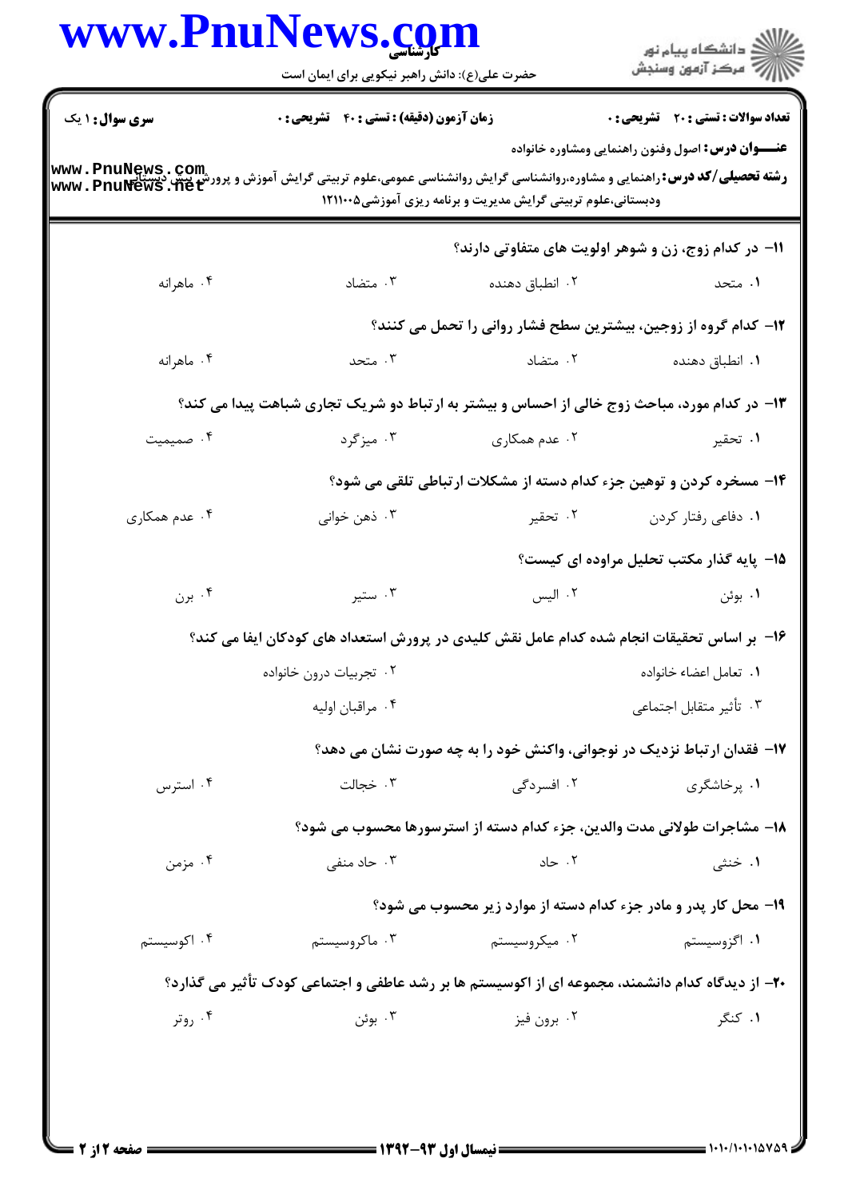**سری سوال:** ۱ یک

**زمان آزمون (دقیقه) : تستی : ۴۰ تشریحی : ۰**

**تعداد سوالات : تستی : ۲۰ تشریحی : ۰**

**عنـــوان درس:** اصول وفنون راهنمایی ومشاوره خانواده

**رشته تحصیلی/کد درس:** راهنمایی و مشاوره،روانشناسی گرایش روانشناسی عمومی،علوم تربیتی گرایش آموزش و پرورش پیش دبستانی ودبستانی،علوم تربیتی گرایش مدیریت و برنامه ریزی آموزشی۱۲۱۱۰۰۵

**۱۱- در کدام زوج، زن و شوهر اولویت های متفاوتی دارند؟**

۱. متحد ۲. انطباق دهنده ۳. متضاد ۴. ماهرانه

**۱۲- کدام گروه از زوجین، بیشترین سطح فشار روانی را تحمل می کنند؟**

۱. انطباق دهنده ۲. متضاد ۳. متحد ۴. ماهرانه

**۱۳- در کدام مورد، مباحث زوج خالی از احساس و بیشتر به ارتباط دو شریک تجاری شباهت پیدا می کند؟**

۱. تحقیر ۲. عدم همکاری ۳. میزگرد ۴. صمیمیت

**۱۴- مسخره کردن و توهین جزء کدام دسته از مشکلات ارتباطی تلقی می شود؟**

۱. دفاعی رفتار کردن ۲. تحقیر ۳. ذهن خوانی ۴. عدم همکاری

**۱۵- پایه گذار مکتب تحلیل مراوده ای کیست؟**

۱. بوئن ۲. الیس ۳. ستیر ۴. برن

**۱۶- بر اساس تحقیقات انجام شده کدام عامل نقش کلیدی در پرورش استعداد های کودکان ایفا می کند؟**

۱. تعامل اعضاء خانواده ۲. تجربیات درون خانواده

۳. تأثیر متقابل اجتماعی ۴. مراقبان اولیه

**۱۷- فقدان ارتباط نزدیک در نوجوانی، واکنش خود را به چه صورت نشان می دهد؟**

۱. پرخاشگری ۲. افسردگی ۳. خجالت ۴. استرس

**۱۸- مشاجرات طولانی مدت والدین، جزء کدام دسته از استرسورها محسوب می شود؟**

۱. خنثی ۲. حاد ۳. حاد منفی ۴. مزمن

**۱۹- محل کار پدر و مادر جزء کدام دسته از موارد زیر محسوب می شود؟**

۱. اگزوسیستم ۲. میکروسیستم ۳. ماکروسیستم ۴. اکوسیستم

**۲۰- از دیدگاه کدام دانشمند، مجموعه ای از اکوسیستم ها بر رشد عاطفی و اجتماعی کودک تأثیر می گذارد؟**

۱. کنگر ۲. برون فیز ۳. بوئن ۴. روتر